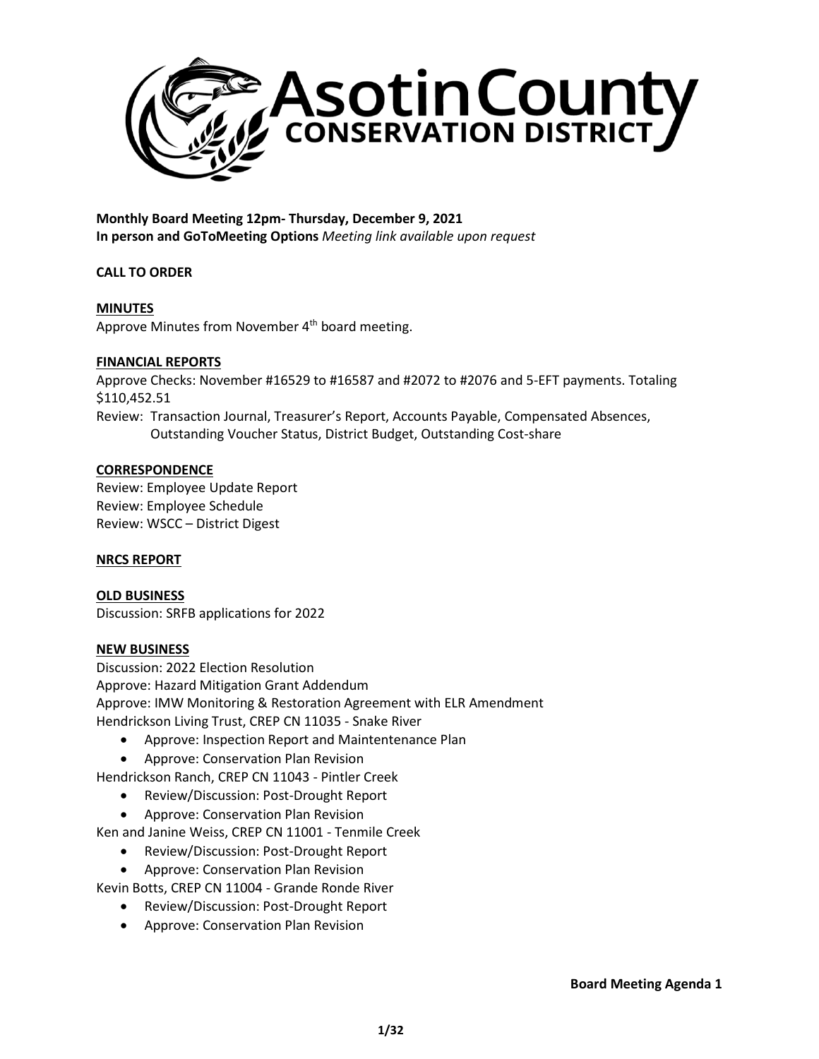# Asotin County Conservation District

**Monthly Board Meeting 12pm- Thursday, December 9, 2021**
**In person and GoToMeeting Options** *Meeting link available upon request*

**CALL TO ORDER**

**MINUTES**

Approve Minutes from November 4th board meeting.

**FINANCIAL REPORTS**

Approve Checks: November #16529 to #16587 and #2072 to #2076 and 5-EFT payments. Totaling $110,452.51

Review: Transaction Journal, Treasurer's Report, Accounts Payable, Compensated Absences, Outstanding Voucher Status, District Budget, Outstanding Cost-share

**CORRESPONDENCE**

Review: Employee Update Report
Review: Employee Schedule
Review: WSCC – District Digest

**NRCS REPORT**

**OLD BUSINESS**

Discussion: SRFB applications for 2022

**NEW BUSINESS**

Discussion: 2022 Election Resolution
Approve: Hazard Mitigation Grant Addendum
Approve: IMW Monitoring & Restoration Agreement with ELR Amendment
Hendrickson Living Trust, CREP CN 11035 - Snake River

- Approve: Inspection Report and Maintentenance Plan
- Approve: Conservation Plan Revision

Hendrickson Ranch, CREP CN 11043 - Pintler Creek

- Review/Discussion: Post-Drought Report
- Approve: Conservation Plan Revision

Ken and Janine Weiss, CREP CN 11001 - Tenmile Creek

- Review/Discussion: Post-Drought Report
- Approve: Conservation Plan Revision

Kevin Botts, CREP CN 11004 - Grande Ronde River

- Review/Discussion: Post-Drought Report
- Approve: Conservation Plan Revision

**Board Meeting Agenda 1**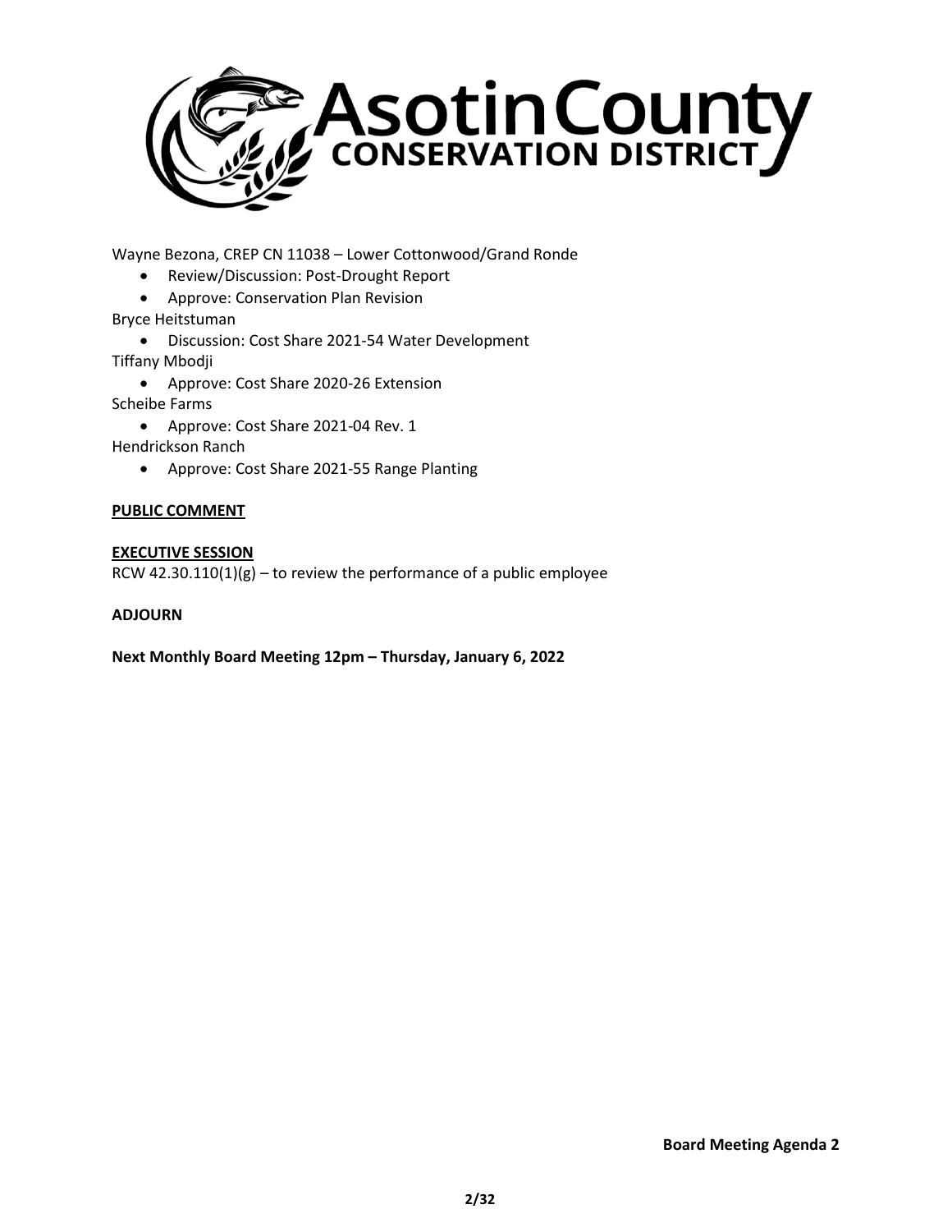Wayne Bezona, CREP CN 11038 – Lower Cottonwood/Grand Ronde

- Review/Discussion: Post-Drought Report
- Approve: Conservation Plan Revision

Bryce Heitstuman

- Discussion: Cost Share 2021-54 Water Development

Tiffany Mbodji

- Approve: Cost Share 2020-26 Extension

Scheibe Farms

- Approve: Cost Share 2021-04 Rev. 1

Hendrickson Ranch

- Approve: Cost Share 2021-55 Range Planting

**PUBLIC COMMENT**

**EXECUTIVE SESSION**

RCW 42.30.110(1)(g) – to review the performance of a public employee

**ADJOURN**

**Next Monthly Board Meeting 12pm – Thursday, January 6, 2022**

**Board Meeting Agenda 2**